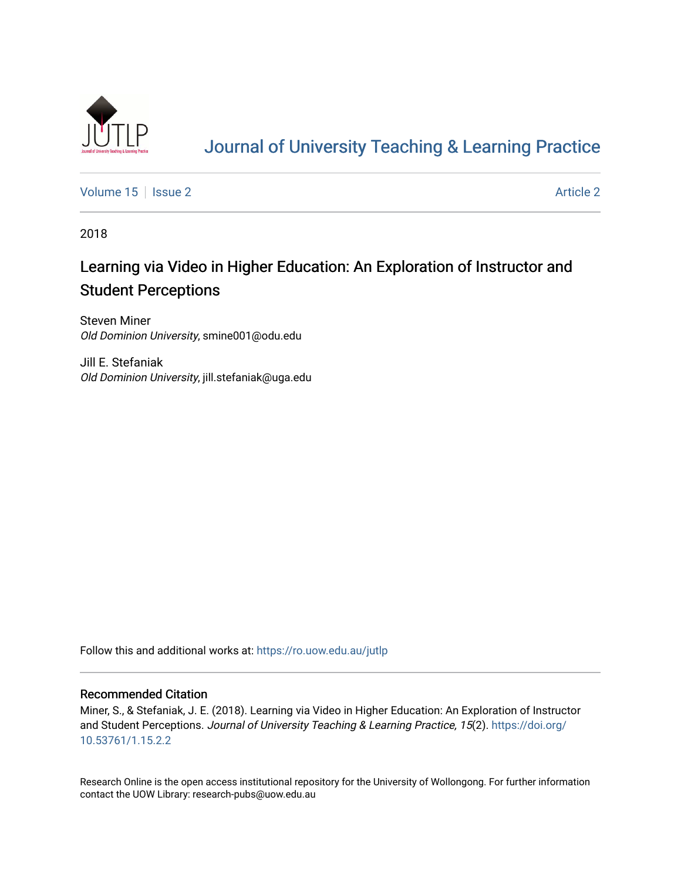# Journal of University Teaching & Learning Practice

Volume 15 | Issue 2 | Article 2

2018

## Learning via Video in Higher Education: An Exploration of Instructor and Student Perceptions

Steven Miner
*Old Dominion University*, smine001@odu.edu

Jill E. Stefaniak
*Old Dominion University*, jill.stefaniak@uga.edu

Follow this and additional works at: https://ro.uow.edu.au/jutlp

### Recommended Citation

Miner, S., & Stefaniak, J. E. (2018). Learning via Video in Higher Education: An Exploration of Instructor and Student Perceptions. *Journal of University Teaching & Learning Practice, 15*(2). https://doi.org/10.53761/1.15.2.2

Research Online is the open access institutional repository for the University of Wollongong. For further information contact the UOW Library: research-pubs@uow.edu.au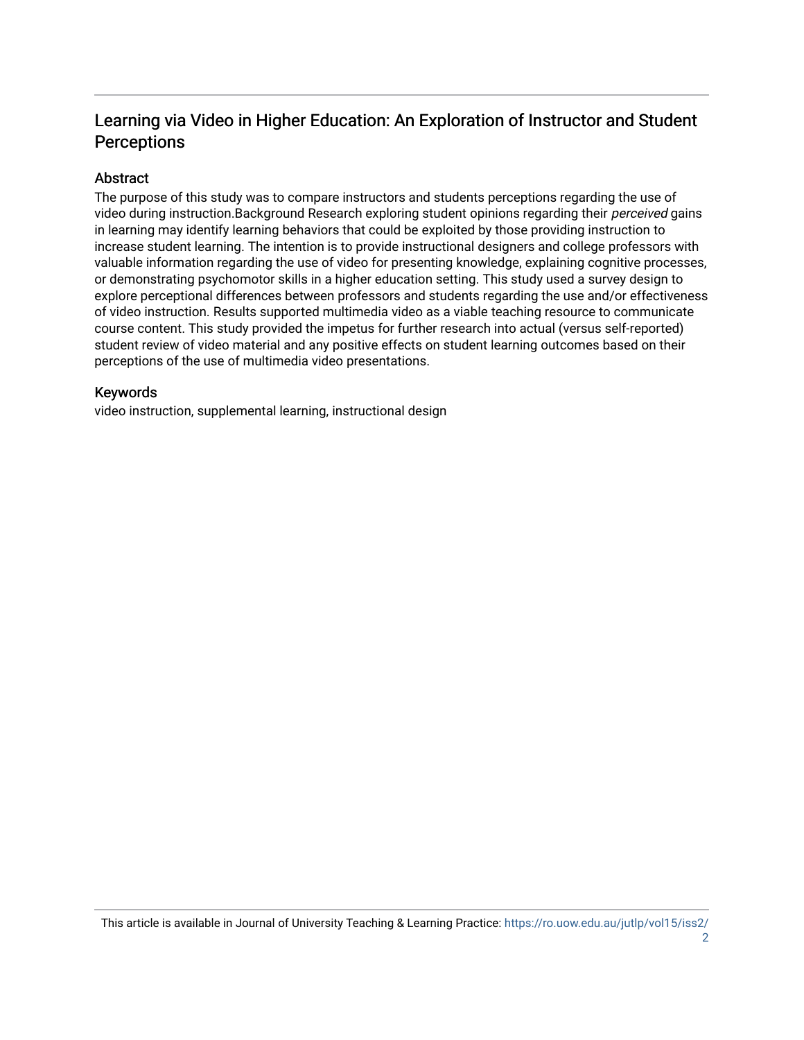# Learning via Video in Higher Education: An Exploration of Instructor and Student Perceptions

## Abstract

The purpose of this study was to compare instructors and students perceptions regarding the use of video during instruction.Background Research exploring student opinions regarding their *perceived* gains in learning may identify learning behaviors that could be exploited by those providing instruction to increase student learning. The intention is to provide instructional designers and college professors with valuable information regarding the use of video for presenting knowledge, explaining cognitive processes, or demonstrating psychomotor skills in a higher education setting. This study used a survey design to explore perceptional differences between professors and students regarding the use and/or effectiveness of video instruction. Results supported multimedia video as a viable teaching resource to communicate course content. This study provided the impetus for further research into actual (versus self-reported) student review of video material and any positive effects on student learning outcomes based on their perceptions of the use of multimedia video presentations.

## Keywords

video instruction, supplemental learning, instructional design

This article is available in Journal of University Teaching & Learning Practice: https://ro.uow.edu.au/jutlp/vol15/iss2/2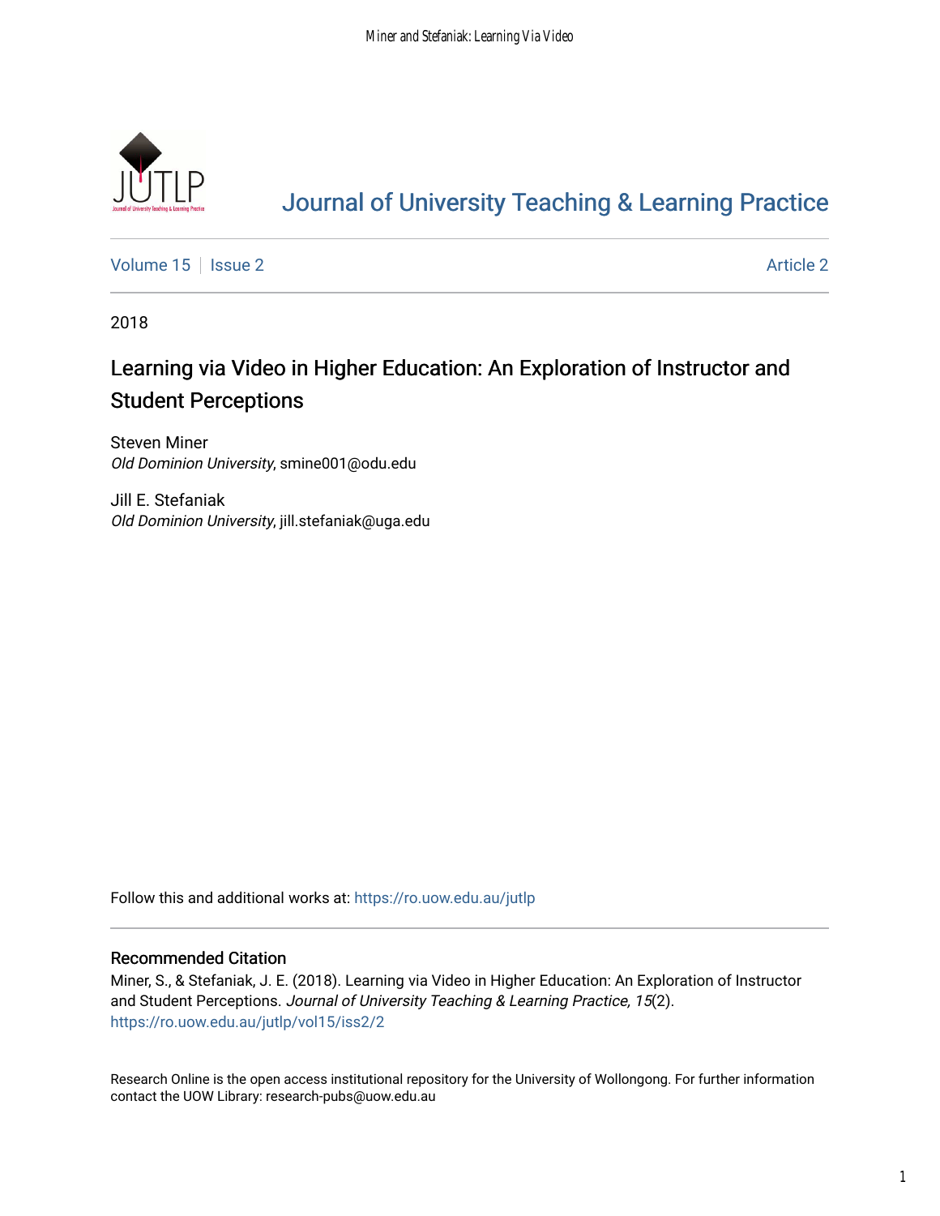[Journal of University Teaching & Learning Practice](https://ro.uow.edu.au/jutlp)

[Volume 15](https://ro.uow.edu.au/jutlp/vol15) | [Issue 2](https://ro.uow.edu.au/jutlp/vol15/iss2) | [Article 2](https://ro.uow.edu.au/jutlp/vol15/iss2/2)

2018

# Learning via Video in Higher Education: An Exploration of Instructor and Student Perceptions

Steven Miner
*Old Dominion University*, smine001@odu.edu

Jill E. Stefaniak
*Old Dominion University*, jill.stefaniak@uga.edu

Follow this and additional works at: https://ro.uow.edu.au/jutlp

## Recommended Citation

Miner, S., & Stefaniak, J. E. (2018). Learning via Video in Higher Education: An Exploration of Instructor and Student Perceptions. *Journal of University Teaching & Learning Practice, 15*(2).
https://ro.uow.edu.au/jutlp/vol15/iss2/2

Research Online is the open access institutional repository for the University of Wollongong. For further information contact the UOW Library: research-pubs@uow.edu.au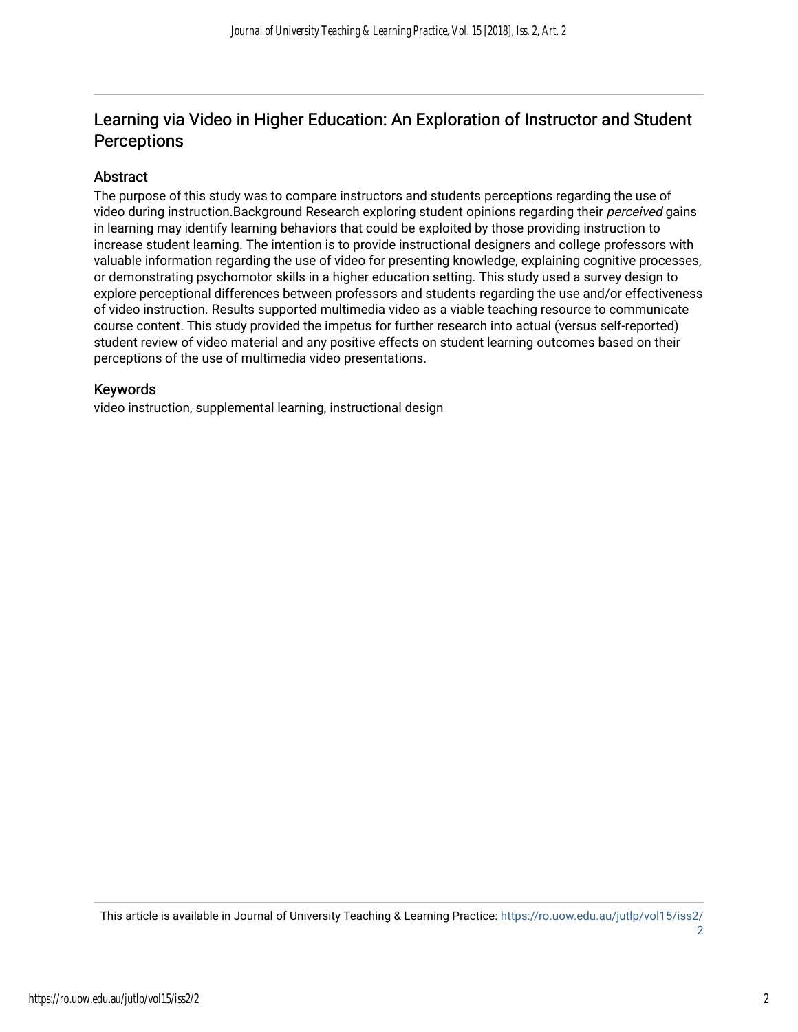# Learning via Video in Higher Education: An Exploration of Instructor and Student Perceptions

## Abstract

The purpose of this study was to compare instructors and students perceptions regarding the use of video during instruction.Background Research exploring student opinions regarding their *perceived* gains in learning may identify learning behaviors that could be exploited by those providing instruction to increase student learning. The intention is to provide instructional designers and college professors with valuable information regarding the use of video for presenting knowledge, explaining cognitive processes, or demonstrating psychomotor skills in a higher education setting. This study used a survey design to explore perceptional differences between professors and students regarding the use and/or effectiveness of video instruction. Results supported multimedia video as a viable teaching resource to communicate course content. This study provided the impetus for further research into actual (versus self-reported) student review of video material and any positive effects on student learning outcomes based on their perceptions of the use of multimedia video presentations.

## Keywords

video instruction, supplemental learning, instructional design

This article is available in Journal of University Teaching & Learning Practice: https://ro.uow.edu.au/jutlp/vol15/iss2/2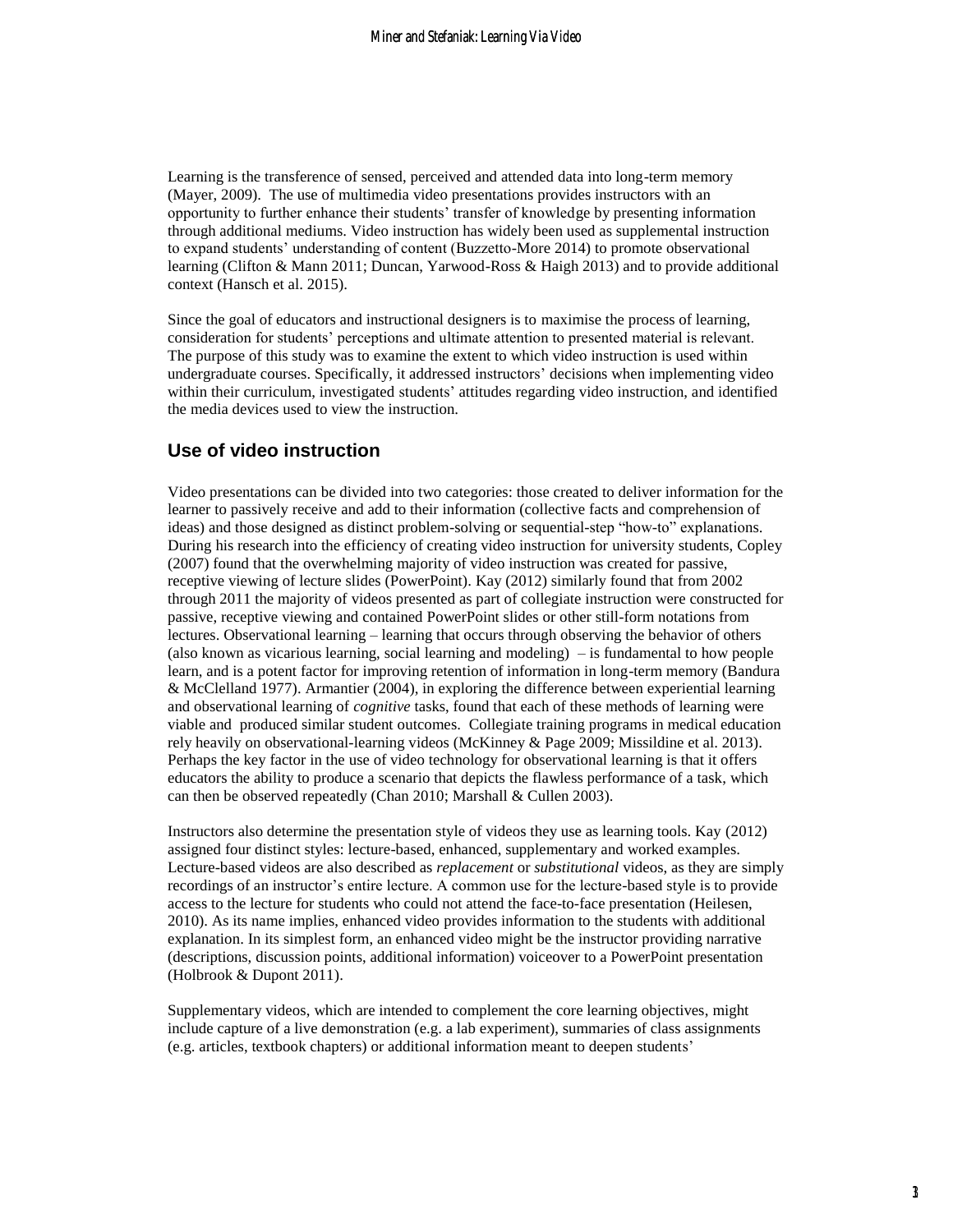Learning is the transference of sensed, perceived and attended data into long-term memory (Mayer, 2009). The use of multimedia video presentations provides instructors with an opportunity to further enhance their students' transfer of knowledge by presenting information through additional mediums. Video instruction has widely been used as supplemental instruction to expand students' understanding of content (Buzzetto-More 2014) to promote observational learning (Clifton & Mann 2011; Duncan, Yarwood-Ross & Haigh 2013) and to provide additional context (Hansch et al. 2015).

Since the goal of educators and instructional designers is to maximise the process of learning, consideration for students' perceptions and ultimate attention to presented material is relevant. The purpose of this study was to examine the extent to which video instruction is used within undergraduate courses. Specifically, it addressed instructors' decisions when implementing video within their curriculum, investigated students' attitudes regarding video instruction, and identified the media devices used to view the instruction.

## Use of video instruction

Video presentations can be divided into two categories: those created to deliver information for the learner to passively receive and add to their information (collective facts and comprehension of ideas) and those designed as distinct problem-solving or sequential-step "how-to" explanations. During his research into the efficiency of creating video instruction for university students, Copley (2007) found that the overwhelming majority of video instruction was created for passive, receptive viewing of lecture slides (PowerPoint). Kay (2012) similarly found that from 2002 through 2011 the majority of videos presented as part of collegiate instruction were constructed for passive, receptive viewing and contained PowerPoint slides or other still-form notations from lectures. Observational learning – learning that occurs through observing the behavior of others (also known as vicarious learning, social learning and modeling) – is fundamental to how people learn, and is a potent factor for improving retention of information in long-term memory (Bandura & McClelland 1977). Armantier (2004), in exploring the difference between experiential learning and observational learning of *cognitive* tasks, found that each of these methods of learning were viable and produced similar student outcomes. Collegiate training programs in medical education rely heavily on observational-learning videos (McKinney & Page 2009; Missildine et al. 2013). Perhaps the key factor in the use of video technology for observational learning is that it offers educators the ability to produce a scenario that depicts the flawless performance of a task, which can then be observed repeatedly (Chan 2010; Marshall & Cullen 2003).

Instructors also determine the presentation style of videos they use as learning tools. Kay (2012) assigned four distinct styles: lecture-based, enhanced, supplementary and worked examples. Lecture-based videos are also described as *replacement* or *substitutional* videos, as they are simply recordings of an instructor's entire lecture. A common use for the lecture-based style is to provide access to the lecture for students who could not attend the face-to-face presentation (Heilesen, 2010). As its name implies, enhanced video provides information to the students with additional explanation. In its simplest form, an enhanced video might be the instructor providing narrative (descriptions, discussion points, additional information) voiceover to a PowerPoint presentation (Holbrook & Dupont 2011).

Supplementary videos, which are intended to complement the core learning objectives, might include capture of a live demonstration (e.g. a lab experiment), summaries of class assignments (e.g. articles, textbook chapters) or additional information meant to deepen students'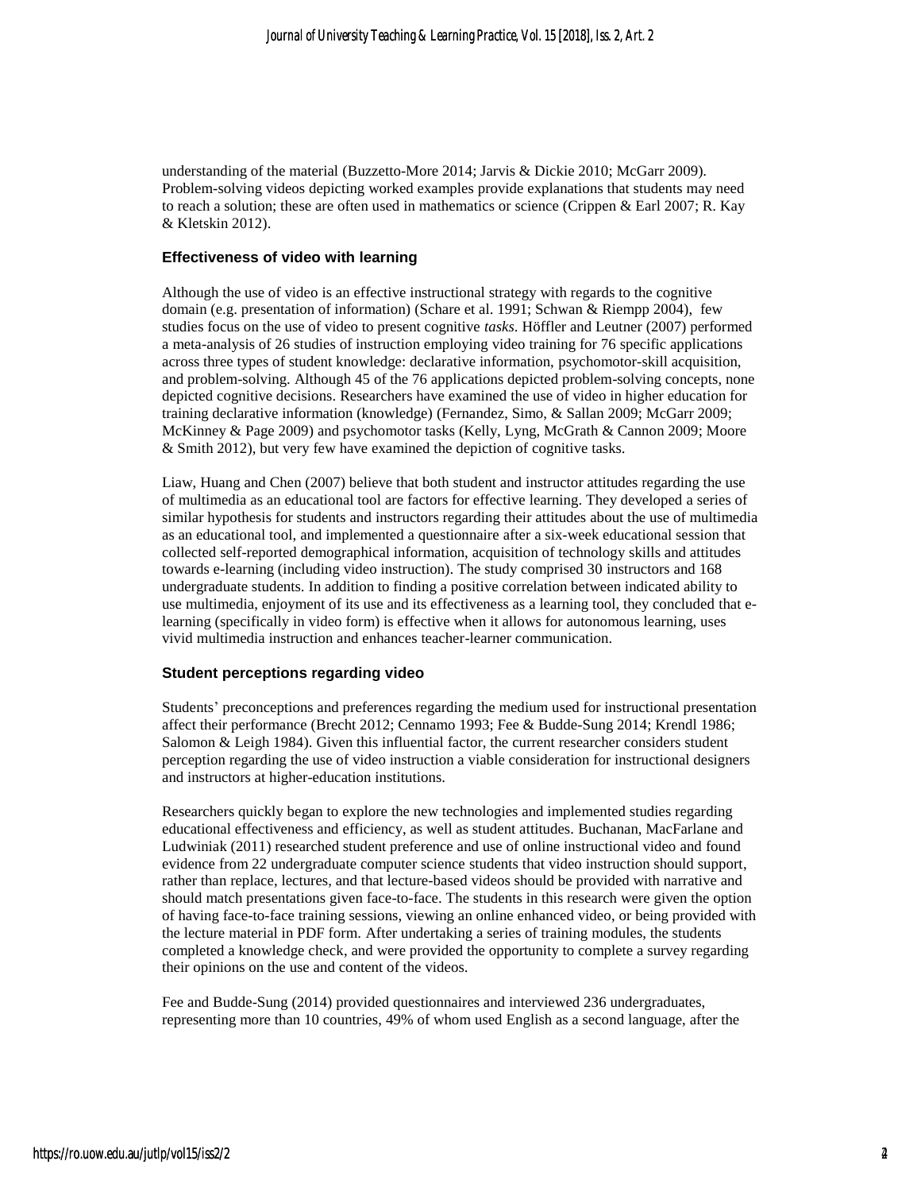understanding of the material (Buzzetto-More 2014; Jarvis & Dickie 2010; McGarr 2009). Problem-solving videos depicting worked examples provide explanations that students may need to reach a solution; these are often used in mathematics or science (Crippen & Earl 2007; R. Kay & Kletskin 2012).

### Effectiveness of video with learning

Although the use of video is an effective instructional strategy with regards to the cognitive domain (e.g. presentation of information) (Schare et al. 1991; Schwan & Riempp 2004), few studies focus on the use of video to present cognitive *tasks*. Höffler and Leutner (2007) performed a meta-analysis of 26 studies of instruction employing video training for 76 specific applications across three types of student knowledge: declarative information, psychomotor-skill acquisition, and problem-solving. Although 45 of the 76 applications depicted problem-solving concepts, none depicted cognitive decisions. Researchers have examined the use of video in higher education for training declarative information (knowledge) (Fernandez, Simo, & Sallan 2009; McGarr 2009; McKinney & Page 2009) and psychomotor tasks (Kelly, Lyng, McGrath & Cannon 2009; Moore & Smith 2012), but very few have examined the depiction of cognitive tasks.

Liaw, Huang and Chen (2007) believe that both student and instructor attitudes regarding the use of multimedia as an educational tool are factors for effective learning. They developed a series of similar hypothesis for students and instructors regarding their attitudes about the use of multimedia as an educational tool, and implemented a questionnaire after a six-week educational session that collected self-reported demographical information, acquisition of technology skills and attitudes towards e-learning (including video instruction). The study comprised 30 instructors and 168 undergraduate students. In addition to finding a positive correlation between indicated ability to use multimedia, enjoyment of its use and its effectiveness as a learning tool, they concluded that e-learning (specifically in video form) is effective when it allows for autonomous learning, uses vivid multimedia instruction and enhances teacher-learner communication.

### Student perceptions regarding video

Students' preconceptions and preferences regarding the medium used for instructional presentation affect their performance (Brecht 2012; Cennamo 1993; Fee & Budde-Sung 2014; Krendl 1986; Salomon & Leigh 1984). Given this influential factor, the current researcher considers student perception regarding the use of video instruction a viable consideration for instructional designers and instructors at higher-education institutions.

Researchers quickly began to explore the new technologies and implemented studies regarding educational effectiveness and efficiency, as well as student attitudes. Buchanan, MacFarlane and Ludwiniak (2011) researched student preference and use of online instructional video and found evidence from 22 undergraduate computer science students that video instruction should support, rather than replace, lectures, and that lecture-based videos should be provided with narrative and should match presentations given face-to-face. The students in this research were given the option of having face-to-face training sessions, viewing an online enhanced video, or being provided with the lecture material in PDF form. After undertaking a series of training modules, the students completed a knowledge check, and were provided the opportunity to complete a survey regarding their opinions on the use and content of the videos.

Fee and Budde-Sung (2014) provided questionnaires and interviewed 236 undergraduates, representing more than 10 countries, 49% of whom used English as a second language, after the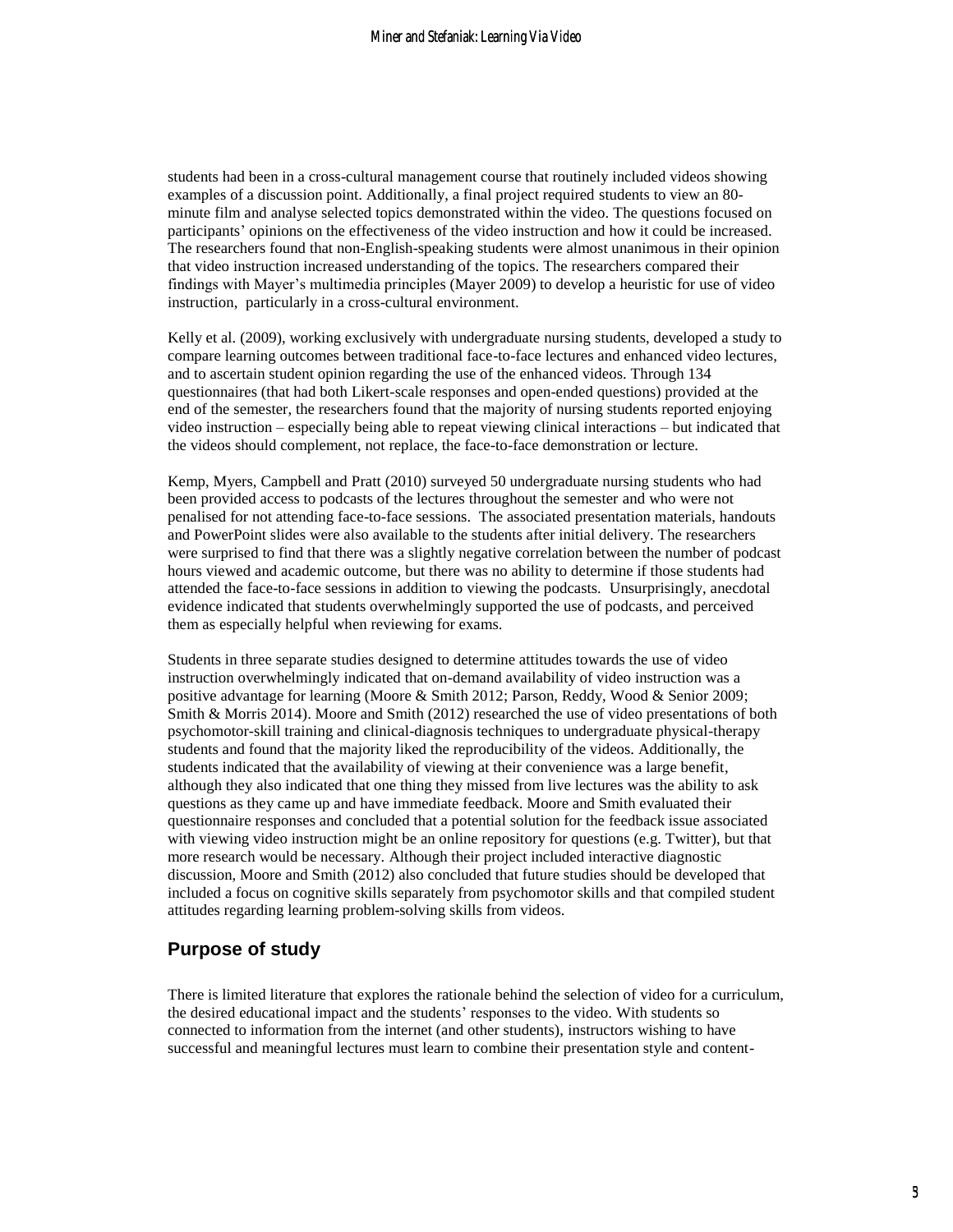students had been in a cross-cultural management course that routinely included videos showing examples of a discussion point. Additionally, a final project required students to view an 80-minute film and analyse selected topics demonstrated within the video. The questions focused on participants' opinions on the effectiveness of the video instruction and how it could be increased. The researchers found that non-English-speaking students were almost unanimous in their opinion that video instruction increased understanding of the topics. The researchers compared their findings with Mayer's multimedia principles (Mayer 2009) to develop a heuristic for use of video instruction, particularly in a cross-cultural environment.

Kelly et al. (2009), working exclusively with undergraduate nursing students, developed a study to compare learning outcomes between traditional face-to-face lectures and enhanced video lectures, and to ascertain student opinion regarding the use of the enhanced videos. Through 134 questionnaires (that had both Likert-scale responses and open-ended questions) provided at the end of the semester, the researchers found that the majority of nursing students reported enjoying video instruction – especially being able to repeat viewing clinical interactions – but indicated that the videos should complement, not replace, the face-to-face demonstration or lecture.

Kemp, Myers, Campbell and Pratt (2010) surveyed 50 undergraduate nursing students who had been provided access to podcasts of the lectures throughout the semester and who were not penalised for not attending face-to-face sessions. The associated presentation materials, handouts and PowerPoint slides were also available to the students after initial delivery. The researchers were surprised to find that there was a slightly negative correlation between the number of podcast hours viewed and academic outcome, but there was no ability to determine if those students had attended the face-to-face sessions in addition to viewing the podcasts. Unsurprisingly, anecdotal evidence indicated that students overwhelmingly supported the use of podcasts, and perceived them as especially helpful when reviewing for exams.

Students in three separate studies designed to determine attitudes towards the use of video instruction overwhelmingly indicated that on-demand availability of video instruction was a positive advantage for learning (Moore & Smith 2012; Parson, Reddy, Wood & Senior 2009; Smith & Morris 2014). Moore and Smith (2012) researched the use of video presentations of both psychomotor-skill training and clinical-diagnosis techniques to undergraduate physical-therapy students and found that the majority liked the reproducibility of the videos. Additionally, the students indicated that the availability of viewing at their convenience was a large benefit, although they also indicated that one thing they missed from live lectures was the ability to ask questions as they came up and have immediate feedback. Moore and Smith evaluated their questionnaire responses and concluded that a potential solution for the feedback issue associated with viewing video instruction might be an online repository for questions (e.g. Twitter), but that more research would be necessary. Although their project included interactive diagnostic discussion, Moore and Smith (2012) also concluded that future studies should be developed that included a focus on cognitive skills separately from psychomotor skills and that compiled student attitudes regarding learning problem-solving skills from videos.

## Purpose of study

There is limited literature that explores the rationale behind the selection of video for a curriculum, the desired educational impact and the students' responses to the video. With students so connected to information from the internet (and other students), instructors wishing to have successful and meaningful lectures must learn to combine their presentation style and content-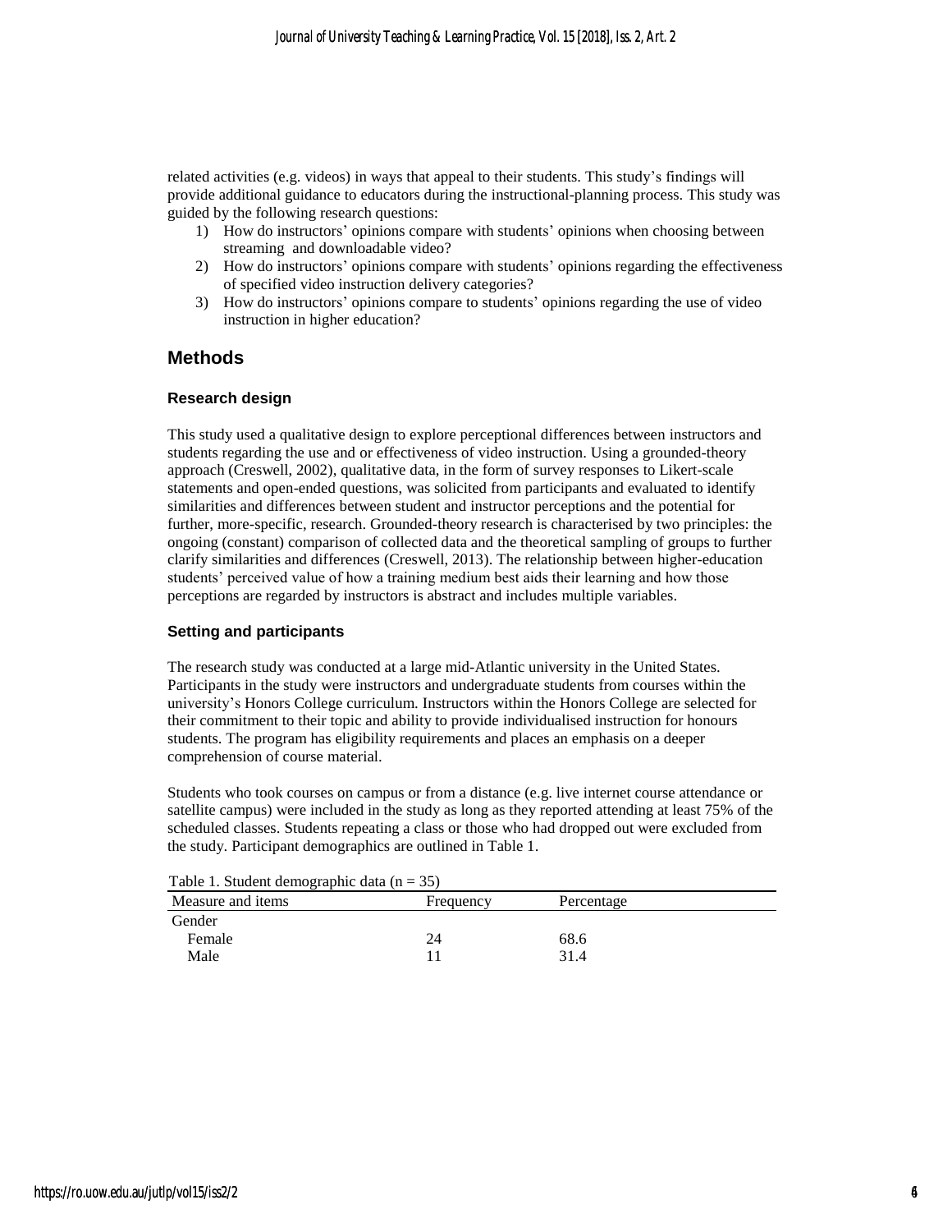related activities (e.g. videos) in ways that appeal to their students. This study's findings will provide additional guidance to educators during the instructional-planning process. This study was guided by the following research questions:

1) How do instructors' opinions compare with students' opinions when choosing between streaming and downloadable video?
2) How do instructors' opinions compare with students' opinions regarding the effectiveness of specified video instruction delivery categories?
3) How do instructors' opinions compare to students' opinions regarding the use of video instruction in higher education?

## Methods

### Research design

This study used a qualitative design to explore perceptional differences between instructors and students regarding the use and or effectiveness of video instruction. Using a grounded-theory approach (Creswell, 2002), qualitative data, in the form of survey responses to Likert-scale statements and open-ended questions, was solicited from participants and evaluated to identify similarities and differences between student and instructor perceptions and the potential for further, more-specific, research. Grounded-theory research is characterised by two principles: the ongoing (constant) comparison of collected data and the theoretical sampling of groups to further clarify similarities and differences (Creswell, 2013). The relationship between higher-education students' perceived value of how a training medium best aids their learning and how those perceptions are regarded by instructors is abstract and includes multiple variables.

### Setting and participants

The research study was conducted at a large mid-Atlantic university in the United States. Participants in the study were instructors and undergraduate students from courses within the university's Honors College curriculum. Instructors within the Honors College are selected for their commitment to their topic and ability to provide individualised instruction for honours students. The program has eligibility requirements and places an emphasis on a deeper comprehension of course material.

Students who took courses on campus or from a distance (e.g. live internet course attendance or satellite campus) were included in the study as long as they reported attending at least 75% of the scheduled classes. Students repeating a class or those who had dropped out were excluded from the study. Participant demographics are outlined in Table 1.

Table 1. Student demographic data ($n = 35$)

| Measure and items | Frequency | Percentage |
|---|---|---|
| Gender | | |
| Female | 24 | 68.6 |
| Male | 11 | 31.4 |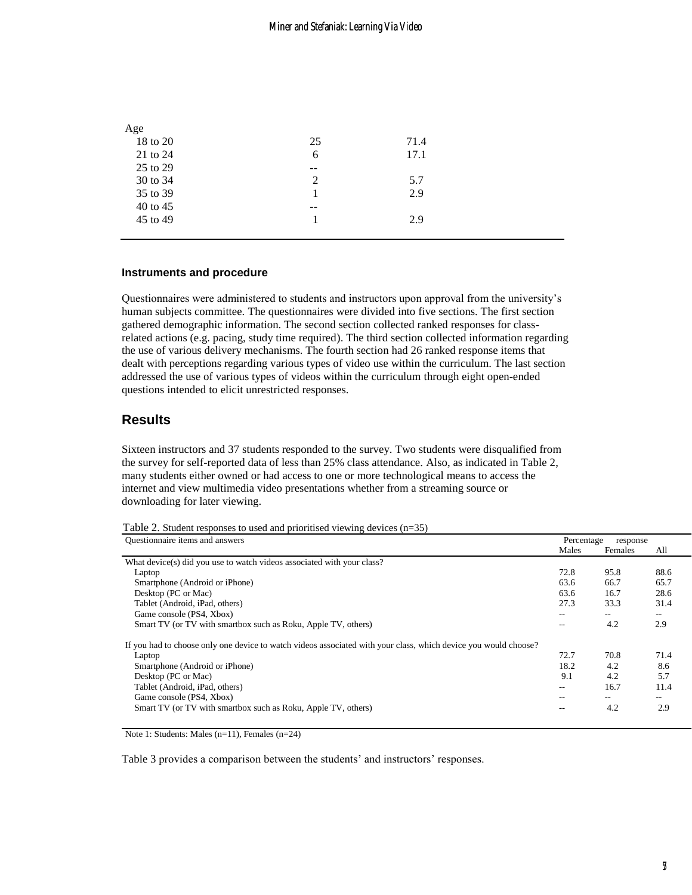| Age | | |
|---|---|---|
| 18 to 20 | 25 | 71.4 |
| 21 to 24 | 6 | 17.1 |
| 25 to 29 | -- | |
| 30 to 34 | 2 | 5.7 |
| 35 to 39 | 1 | 2.9 |
| 40 to 45 | -- | |
| 45 to 49 | 1 | 2.9 |

### Instruments and procedure

Questionnaires were administered to students and instructors upon approval from the university's human subjects committee. The questionnaires were divided into five sections. The first section gathered demographic information. The second section collected ranked responses for class-related actions (e.g. pacing, study time required). The third section collected information regarding the use of various delivery mechanisms. The fourth section had 26 ranked response items that dealt with perceptions regarding various types of video use within the curriculum. The last section addressed the use of various types of videos within the curriculum through eight open-ended questions intended to elicit unrestricted responses.

## Results

Sixteen instructors and 37 students responded to the survey. Two students were disqualified from the survey for self-reported data of less than 25% class attendance. Also, as indicated in Table 2, many students either owned or had access to one or more technological means to access the internet and view multimedia video presentations whether from a streaming source or downloading for later viewing.

Table 2. Student responses to used and prioritised viewing devices (n=35)

| Questionnaire items and answers | Percentage response | | |
|---|---|---|---|
| | Males | Females | All |
| What device(s) did you use to watch videos associated with your class? | | | |
| Laptop | 72.8 | 95.8 | 88.6 |
| Smartphone (Android or iPhone) | 63.6 | 66.7 | 65.7 |
| Desktop (PC or Mac) | 63.6 | 16.7 | 28.6 |
| Tablet (Android, iPad, others) | 27.3 | 33.3 | 31.4 |
| Game console (PS4, Xbox) | -- | -- | -- |
| Smart TV (or TV with smartbox such as Roku, Apple TV, others) | -- | 4.2 | 2.9 |
| If you had to choose only one device to watch videos associated with your class, which device you would choose? | | | |
| Laptop | 72.7 | 70.8 | 71.4 |
| Smartphone (Android or iPhone) | 18.2 | 4.2 | 8.6 |
| Desktop (PC or Mac) | 9.1 | 4.2 | 5.7 |
| Tablet (Android, iPad, others) | -- | 16.7 | 11.4 |
| Game console (PS4, Xbox) | -- | -- | -- |
| Smart TV (or TV with smartbox such as Roku, Apple TV, others) | -- | 4.2 | 2.9 |

Note 1: Students: Males (n=11), Females (n=24)

Table 3 provides a comparison between the students' and instructors' responses.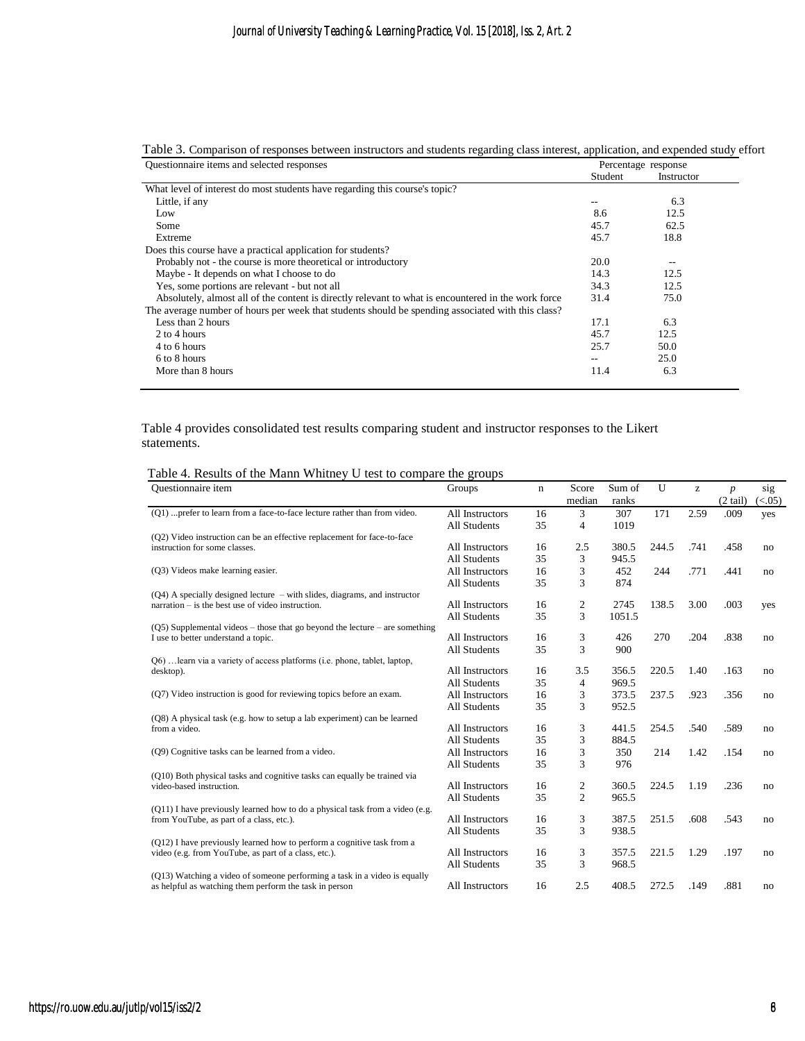Table 3. Comparison of responses between instructors and students regarding class interest, application, and expended study effort

| Questionnaire items and selected responses | Percentage response | |
|---|---|---|
| | Student | Instructor |
| What level of interest do most students have regarding this course's topic? | | |
| Little, if any | -- | 6.3 |
| Low | 8.6 | 12.5 |
| Some | 45.7 | 62.5 |
| Extreme | 45.7 | 18.8 |
| Does this course have a practical application for students? | | |
| Probably not - the course is more theoretical or introductory | 20.0 | -- |
| Maybe - It depends on what I choose to do | 14.3 | 12.5 |
| Yes, some portions are relevant - but not all | 34.3 | 12.5 |
| Absolutely, almost all of the content is directly relevant to what is encountered in the work force | 31.4 | 75.0 |
| The average number of hours per week that students should be spending associated with this class? | | |
| Less than 2 hours | 17.1 | 6.3 |
| 2 to 4 hours | 45.7 | 12.5 |
| 4 to 6 hours | 25.7 | 50.0 |
| 6 to 8 hours | -- | 25.0 |
| More than 8 hours | 11.4 | 6.3 |

Table 4 provides consolidated test results comparing student and instructor responses to the Likert statements.

Table 4. Results of the Mann Whitney U test to compare the groups

| Questionnaire item | Groups | n | Score median | Sum of ranks | U | z | p (2 tail) | sig (<.05) |
|---|---|---|---|---|---|---|---|---|
| (Q1) ...prefer to learn from a face-to-face lecture rather than from video. | All Instructors | 16 | 3 | 307 | 171 | 2.59 | .009 | yes |
| | All Students | 35 | 4 | 1019 | | | | |
| (Q2) Video instruction can be an effective replacement for face-to-face instruction for some classes. | All Instructors | 16 | 2.5 | 380.5 | 244.5 | .741 | .458 | no |
| | All Students | 35 | 3 | 945.5 | | | | |
| (Q3) Videos make learning easier. | All Instructors | 16 | 3 | 452 | 244 | .771 | .441 | no |
| | All Students | 35 | 3 | 874 | | | | |
| (Q4) A specially designed lecture – with slides, diagrams, and instructor narration – is the best use of video instruction. | All Instructors | 16 | 2 | 2745 | 138.5 | 3.00 | .003 | yes |
| | All Students | 35 | 3 | 1051.5 | | | | |
| (Q5) Supplemental videos – those that go beyond the lecture – are something I use to better understand a topic. | All Instructors | 16 | 3 | 426 | 270 | .204 | .838 | no |
| | All Students | 35 | 3 | 900 | | | | |
| Q6) …learn via a variety of access platforms (i.e. phone, tablet, laptop, desktop). | All Instructors | 16 | 3.5 | 356.5 | 220.5 | 1.40 | .163 | no |
| | All Students | 35 | 4 | 969.5 | | | | |
| (Q7) Video instruction is good for reviewing topics before an exam. | All Instructors | 16 | 3 | 373.5 | 237.5 | .923 | .356 | no |
| | All Students | 35 | 3 | 952.5 | | | | |
| (Q8) A physical task (e.g. how to setup a lab experiment) can be learned from a video. | All Instructors | 16 | 3 | 441.5 | 254.5 | .540 | .589 | no |
| | All Students | 35 | 3 | 884.5 | | | | |
| (Q9) Cognitive tasks can be learned from a video. | All Instructors | 16 | 3 | 350 | 214 | 1.42 | .154 | no |
| | All Students | 35 | 3 | 976 | | | | |
| (Q10) Both physical tasks and cognitive tasks can equally be trained via video-based instruction. | All Instructors | 16 | 2 | 360.5 | 224.5 | 1.19 | .236 | no |
| | All Students | 35 | 2 | 965.5 | | | | |
| (Q11) I have previously learned how to do a physical task from a video (e.g. from YouTube, as part of a class, etc.). | All Instructors | 16 | 3 | 387.5 | 251.5 | .608 | .543 | no |
| | All Students | 35 | 3 | 938.5 | | | | |
| (Q12) I have previously learned how to perform a cognitive task from a video (e.g. from YouTube, as part of a class, etc.). | All Instructors | 16 | 3 | 357.5 | 221.5 | 1.29 | .197 | no |
| | All Students | 35 | 3 | 968.5 | | | | |
| (Q13) Watching a video of someone performing a task in a video is equally as helpful as watching them perform the task in person | All Instructors | 16 | 2.5 | 408.5 | 272.5 | .149 | .881 | no |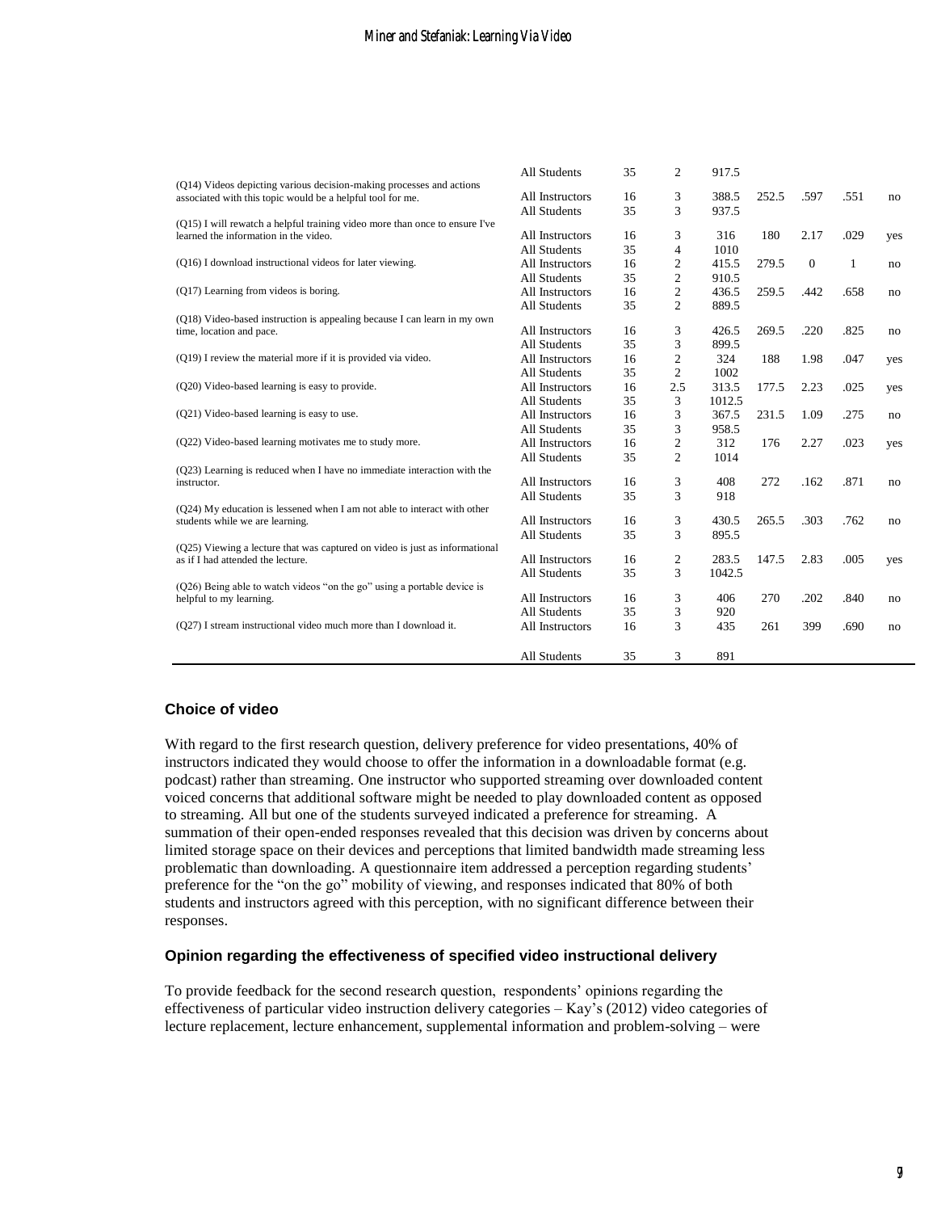| | | | | | | | | |
|---|---|---|---|---|---|---|---|---|
| | All Students | 35 | 2 | 917.5 | | | | |
| (Q14) Videos depicting various decision-making processes and actions associated with this topic would be a helpful tool for me. | All Instructors | 16 | 3 | 388.5 | 252.5 | .597 | .551 | no |
| | All Students | 35 | 3 | 937.5 | | | | |
| (Q15) I will rewatch a helpful training video more than once to ensure I've learned the information in the video. | All Instructors | 16 | 3 | 316 | 180 | 2.17 | .029 | yes |
| | All Students | 35 | 4 | 1010 | | | | |
| (Q16) I download instructional videos for later viewing. | All Instructors | 16 | 2 | 415.5 | 279.5 | 0 | 1 | no |
| | All Students | 35 | 2 | 910.5 | | | | |
| (Q17) Learning from videos is boring. | All Instructors | 16 | 2 | 436.5 | 259.5 | .442 | .658 | no |
| | All Students | 35 | 2 | 889.5 | | | | |
| (Q18) Video-based instruction is appealing because I can learn in my own time, location and pace. | All Instructors | 16 | 3 | 426.5 | 269.5 | .220 | .825 | no |
| | All Students | 35 | 3 | 899.5 | | | | |
| (Q19) I review the material more if it is provided via video. | All Instructors | 16 | 2 | 324 | 188 | 1.98 | .047 | yes |
| | All Students | 35 | 2 | 1002 | | | | |
| (Q20) Video-based learning is easy to provide. | All Instructors | 16 | 2.5 | 313.5 | 177.5 | 2.23 | .025 | yes |
| | All Students | 35 | 3 | 1012.5 | | | | |
| (Q21) Video-based learning is easy to use. | All Instructors | 16 | 3 | 367.5 | 231.5 | 1.09 | .275 | no |
| | All Students | 35 | 3 | 958.5 | | | | |
| (Q22) Video-based learning motivates me to study more. | All Instructors | 16 | 2 | 312 | 176 | 2.27 | .023 | yes |
| | All Students | 35 | 2 | 1014 | | | | |
| (Q23) Learning is reduced when I have no immediate interaction with the instructor. | All Instructors | 16 | 3 | 408 | 272 | .162 | .871 | no |
| | All Students | 35 | 3 | 918 | | | | |
| (Q24) My education is lessened when I am not able to interact with other students while we are learning. | All Instructors | 16 | 3 | 430.5 | 265.5 | .303 | .762 | no |
| | All Students | 35 | 3 | 895.5 | | | | |
| (Q25) Viewing a lecture that was captured on video is just as informational as if I had attended the lecture. | All Instructors | 16 | 2 | 283.5 | 147.5 | 2.83 | .005 | yes |
| | All Students | 35 | 3 | 1042.5 | | | | |
| (Q26) Being able to watch videos "on the go" using a portable device is helpful to my learning. | All Instructors | 16 | 3 | 406 | 270 | .202 | .840 | no |
| | All Students | 35 | 3 | 920 | | | | |
| (Q27) I stream instructional video much more than I download it. | All Instructors | 16 | 3 | 435 | 261 | 399 | .690 | no |
| | All Students | 35 | 3 | 891 | | | | |

### Choice of video

With regard to the first research question, delivery preference for video presentations, 40% of instructors indicated they would choose to offer the information in a downloadable format (e.g. podcast) rather than streaming. One instructor who supported streaming over downloaded content voiced concerns that additional software might be needed to play downloaded content as opposed to streaming. All but one of the students surveyed indicated a preference for streaming. A summation of their open-ended responses revealed that this decision was driven by concerns about limited storage space on their devices and perceptions that limited bandwidth made streaming less problematic than downloading. A questionnaire item addressed a perception regarding students' preference for the "on the go" mobility of viewing, and responses indicated that 80% of both students and instructors agreed with this perception, with no significant difference between their responses.

### Opinion regarding the effectiveness of specified video instructional delivery

To provide feedback for the second research question, respondents' opinions regarding the effectiveness of particular video instruction delivery categories – Kay's (2012) video categories of lecture replacement, lecture enhancement, supplemental information and problem-solving – were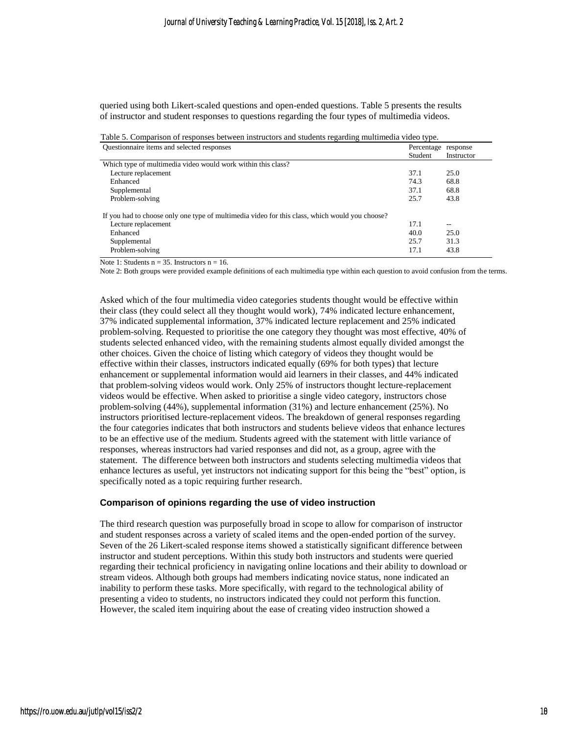queried using both Likert-scaled questions and open-ended questions. Table 5 presents the results of instructor and student responses to questions regarding the four types of multimedia videos.

Table 5. Comparison of responses between instructors and students regarding multimedia video type.

| Questionnaire items and selected responses | Percentage response | |
|---|---|---|
| | Student | Instructor |
| Which type of multimedia video would work within this class? | | |
| Lecture replacement | 37.1 | 25.0 |
| Enhanced | 74.3 | 68.8 |
| Supplemental | 37.1 | 68.8 |
| Problem-solving | 25.7 | 43.8 |
| If you had to choose only one type of multimedia video for this class, which would you choose? | | |
| Lecture replacement | 17.1 | -- |
| Enhanced | 40.0 | 25.0 |
| Supplemental | 25.7 | 31.3 |
| Problem-solving | 17.1 | 43.8 |

Note 1: Students n = 35. Instructors n = 16.

Note 2: Both groups were provided example definitions of each multimedia type within each question to avoid confusion from the terms.

Asked which of the four multimedia video categories students thought would be effective within their class (they could select all they thought would work), 74% indicated lecture enhancement, 37% indicated supplemental information, 37% indicated lecture replacement and 25% indicated problem-solving. Requested to prioritise the one category they thought was most effective, 40% of students selected enhanced video, with the remaining students almost equally divided amongst the other choices. Given the choice of listing which category of videos they thought would be effective within their classes, instructors indicated equally (69% for both types) that lecture enhancement or supplemental information would aid learners in their classes, and 44% indicated that problem-solving videos would work. Only 25% of instructors thought lecture-replacement videos would be effective. When asked to prioritise a single video category, instructors chose problem-solving (44%), supplemental information (31%) and lecture enhancement (25%). No instructors prioritised lecture-replacement videos. The breakdown of general responses regarding the four categories indicates that both instructors and students believe videos that enhance lectures to be an effective use of the medium. Students agreed with the statement with little variance of responses, whereas instructors had varied responses and did not, as a group, agree with the statement. The difference between both instructors and students selecting multimedia videos that enhance lectures as useful, yet instructors not indicating support for this being the "best" option, is specifically noted as a topic requiring further research.

### Comparison of opinions regarding the use of video instruction

The third research question was purposefully broad in scope to allow for comparison of instructor and student responses across a variety of scaled items and the open-ended portion of the survey. Seven of the 26 Likert-scaled response items showed a statistically significant difference between instructor and student perceptions. Within this study both instructors and students were queried regarding their technical proficiency in navigating online locations and their ability to download or stream videos. Although both groups had members indicating novice status, none indicated an inability to perform these tasks. More specifically, with regard to the technological ability of presenting a video to students, no instructors indicated they could not perform this function. However, the scaled item inquiring about the ease of creating video instruction showed a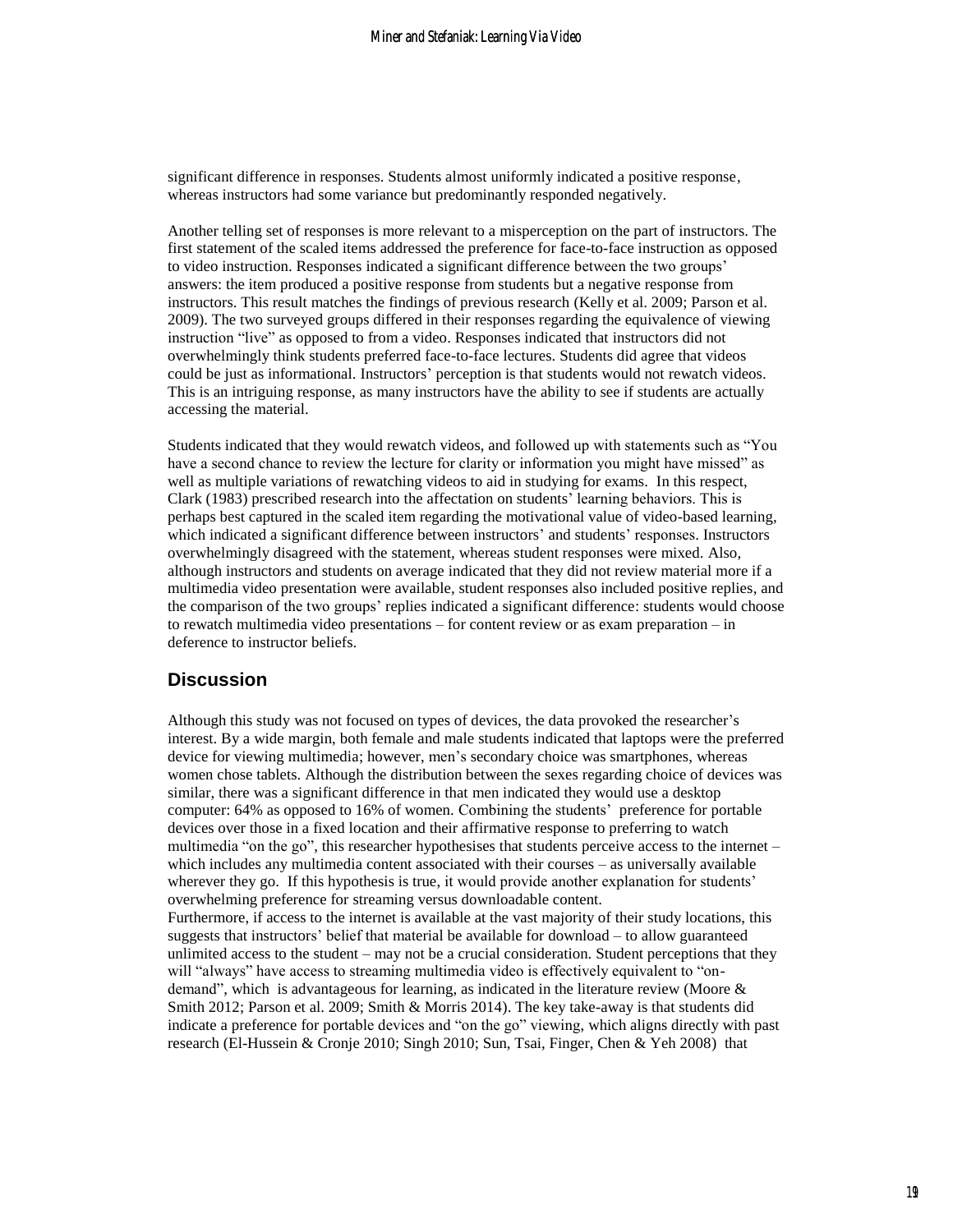significant difference in responses. Students almost uniformly indicated a positive response, whereas instructors had some variance but predominantly responded negatively.

Another telling set of responses is more relevant to a misperception on the part of instructors. The first statement of the scaled items addressed the preference for face-to-face instruction as opposed to video instruction. Responses indicated a significant difference between the two groups' answers: the item produced a positive response from students but a negative response from instructors. This result matches the findings of previous research (Kelly et al. 2009; Parson et al. 2009). The two surveyed groups differed in their responses regarding the equivalence of viewing instruction "live" as opposed to from a video. Responses indicated that instructors did not overwhelmingly think students preferred face-to-face lectures. Students did agree that videos could be just as informational. Instructors' perception is that students would not rewatch videos. This is an intriguing response, as many instructors have the ability to see if students are actually accessing the material.

Students indicated that they would rewatch videos, and followed up with statements such as "You have a second chance to review the lecture for clarity or information you might have missed" as well as multiple variations of rewatching videos to aid in studying for exams. In this respect, Clark (1983) prescribed research into the affectation on students' learning behaviors. This is perhaps best captured in the scaled item regarding the motivational value of video-based learning, which indicated a significant difference between instructors' and students' responses. Instructors overwhelmingly disagreed with the statement, whereas student responses were mixed. Also, although instructors and students on average indicated that they did not review material more if a multimedia video presentation were available, student responses also included positive replies, and the comparison of the two groups' replies indicated a significant difference: students would choose to rewatch multimedia video presentations – for content review or as exam preparation – in deference to instructor beliefs.

## Discussion

Although this study was not focused on types of devices, the data provoked the researcher's interest. By a wide margin, both female and male students indicated that laptops were the preferred device for viewing multimedia; however, men's secondary choice was smartphones, whereas women chose tablets. Although the distribution between the sexes regarding choice of devices was similar, there was a significant difference in that men indicated they would use a desktop computer: 64% as opposed to 16% of women. Combining the students' preference for portable devices over those in a fixed location and their affirmative response to preferring to watch multimedia "on the go", this researcher hypothesises that students perceive access to the internet – which includes any multimedia content associated with their courses – as universally available wherever they go. If this hypothesis is true, it would provide another explanation for students' overwhelming preference for streaming versus downloadable content.

Furthermore, if access to the internet is available at the vast majority of their study locations, this suggests that instructors' belief that material be available for download – to allow guaranteed unlimited access to the student – may not be a crucial consideration. Student perceptions that they will "always" have access to streaming multimedia video is effectively equivalent to "on-demand", which is advantageous for learning, as indicated in the literature review (Moore & Smith 2012; Parson et al. 2009; Smith & Morris 2014). The key take-away is that students did indicate a preference for portable devices and "on the go" viewing, which aligns directly with past research (El-Hussein & Cronje 2010; Singh 2010; Sun, Tsai, Finger, Chen & Yeh 2008) that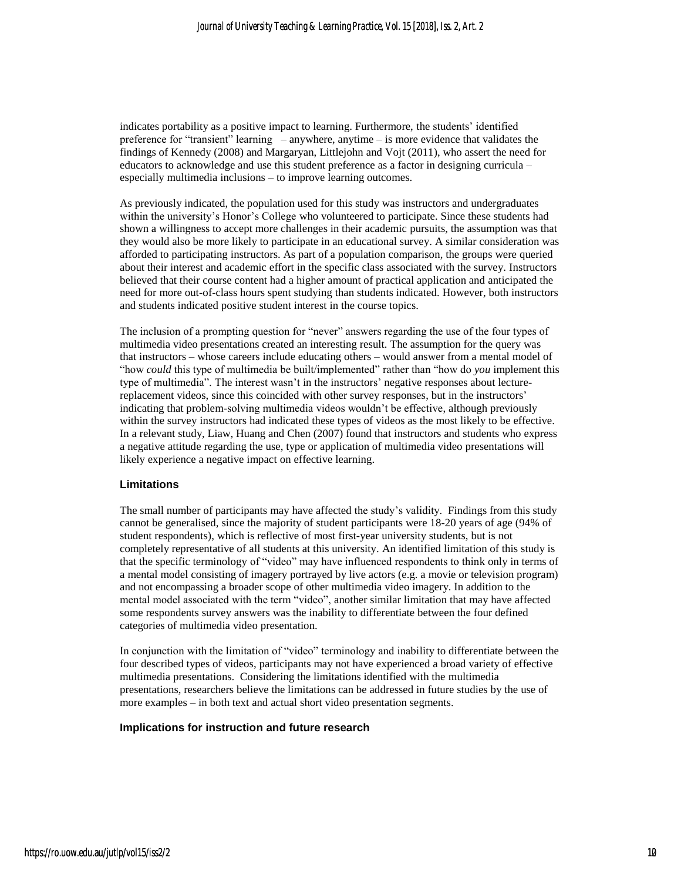indicates portability as a positive impact to learning. Furthermore, the students' identified preference for "transient" learning – anywhere, anytime – is more evidence that validates the findings of Kennedy (2008) and Margaryan, Littlejohn and Vojt (2011), who assert the need for educators to acknowledge and use this student preference as a factor in designing curricula – especially multimedia inclusions – to improve learning outcomes.

As previously indicated, the population used for this study was instructors and undergraduates within the university's Honor's College who volunteered to participate. Since these students had shown a willingness to accept more challenges in their academic pursuits, the assumption was that they would also be more likely to participate in an educational survey. A similar consideration was afforded to participating instructors. As part of a population comparison, the groups were queried about their interest and academic effort in the specific class associated with the survey. Instructors believed that their course content had a higher amount of practical application and anticipated the need for more out-of-class hours spent studying than students indicated. However, both instructors and students indicated positive student interest in the course topics.

The inclusion of a prompting question for "never" answers regarding the use of the four types of multimedia video presentations created an interesting result. The assumption for the query was that instructors – whose careers include educating others – would answer from a mental model of "how *could* this type of multimedia be built/implemented" rather than "how do *you* implement this type of multimedia". The interest wasn't in the instructors' negative responses about lecture-replacement videos, since this coincided with other survey responses, but in the instructors' indicating that problem-solving multimedia videos wouldn't be effective, although previously within the survey instructors had indicated these types of videos as the most likely to be effective. In a relevant study, Liaw, Huang and Chen (2007) found that instructors and students who express a negative attitude regarding the use, type or application of multimedia video presentations will likely experience a negative impact on effective learning.

### Limitations

The small number of participants may have affected the study's validity. Findings from this study cannot be generalised, since the majority of student participants were 18-20 years of age (94% of student respondents), which is reflective of most first-year university students, but is not completely representative of all students at this university. An identified limitation of this study is that the specific terminology of "video" may have influenced respondents to think only in terms of a mental model consisting of imagery portrayed by live actors (e.g. a movie or television program) and not encompassing a broader scope of other multimedia video imagery. In addition to the mental model associated with the term "video", another similar limitation that may have affected some respondents survey answers was the inability to differentiate between the four defined categories of multimedia video presentation.

In conjunction with the limitation of "video" terminology and inability to differentiate between the four described types of videos, participants may not have experienced a broad variety of effective multimedia presentations. Considering the limitations identified with the multimedia presentations, researchers believe the limitations can be addressed in future studies by the use of more examples – in both text and actual short video presentation segments.

### Implications for instruction and future research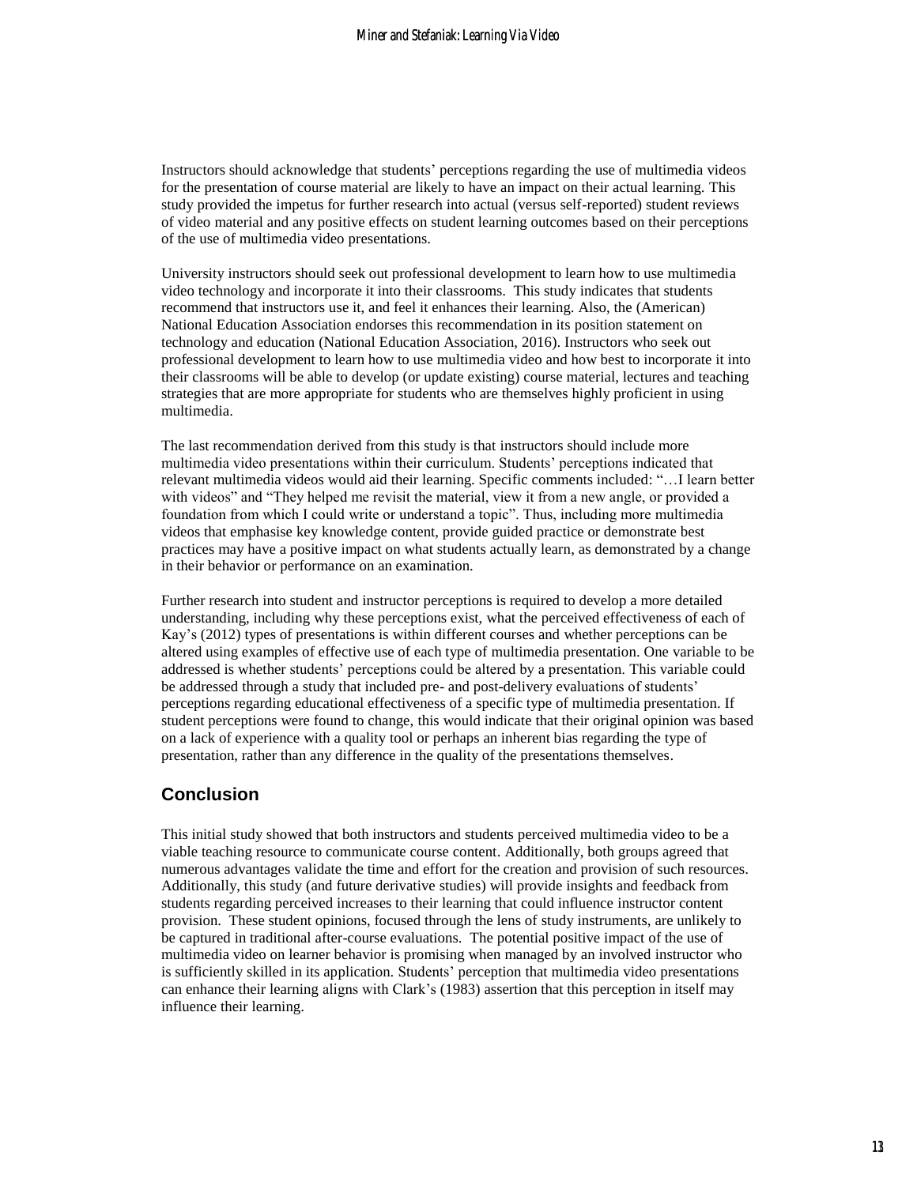Instructors should acknowledge that students' perceptions regarding the use of multimedia videos for the presentation of course material are likely to have an impact on their actual learning. This study provided the impetus for further research into actual (versus self-reported) student reviews of video material and any positive effects on student learning outcomes based on their perceptions of the use of multimedia video presentations.

University instructors should seek out professional development to learn how to use multimedia video technology and incorporate it into their classrooms. This study indicates that students recommend that instructors use it, and feel it enhances their learning. Also, the (American) National Education Association endorses this recommendation in its position statement on technology and education (National Education Association, 2016). Instructors who seek out professional development to learn how to use multimedia video and how best to incorporate it into their classrooms will be able to develop (or update existing) course material, lectures and teaching strategies that are more appropriate for students who are themselves highly proficient in using multimedia.

The last recommendation derived from this study is that instructors should include more multimedia video presentations within their curriculum. Students' perceptions indicated that relevant multimedia videos would aid their learning. Specific comments included: "…I learn better with videos" and "They helped me revisit the material, view it from a new angle, or provided a foundation from which I could write or understand a topic". Thus, including more multimedia videos that emphasise key knowledge content, provide guided practice or demonstrate best practices may have a positive impact on what students actually learn, as demonstrated by a change in their behavior or performance on an examination.

Further research into student and instructor perceptions is required to develop a more detailed understanding, including why these perceptions exist, what the perceived effectiveness of each of Kay's (2012) types of presentations is within different courses and whether perceptions can be altered using examples of effective use of each type of multimedia presentation. One variable to be addressed is whether students' perceptions could be altered by a presentation. This variable could be addressed through a study that included pre- and post-delivery evaluations of students' perceptions regarding educational effectiveness of a specific type of multimedia presentation. If student perceptions were found to change, this would indicate that their original opinion was based on a lack of experience with a quality tool or perhaps an inherent bias regarding the type of presentation, rather than any difference in the quality of the presentations themselves.

## Conclusion

This initial study showed that both instructors and students perceived multimedia video to be a viable teaching resource to communicate course content. Additionally, both groups agreed that numerous advantages validate the time and effort for the creation and provision of such resources. Additionally, this study (and future derivative studies) will provide insights and feedback from students regarding perceived increases to their learning that could influence instructor content provision. These student opinions, focused through the lens of study instruments, are unlikely to be captured in traditional after-course evaluations. The potential positive impact of the use of multimedia video on learner behavior is promising when managed by an involved instructor who is sufficiently skilled in its application. Students' perception that multimedia video presentations can enhance their learning aligns with Clark's (1983) assertion that this perception in itself may influence their learning.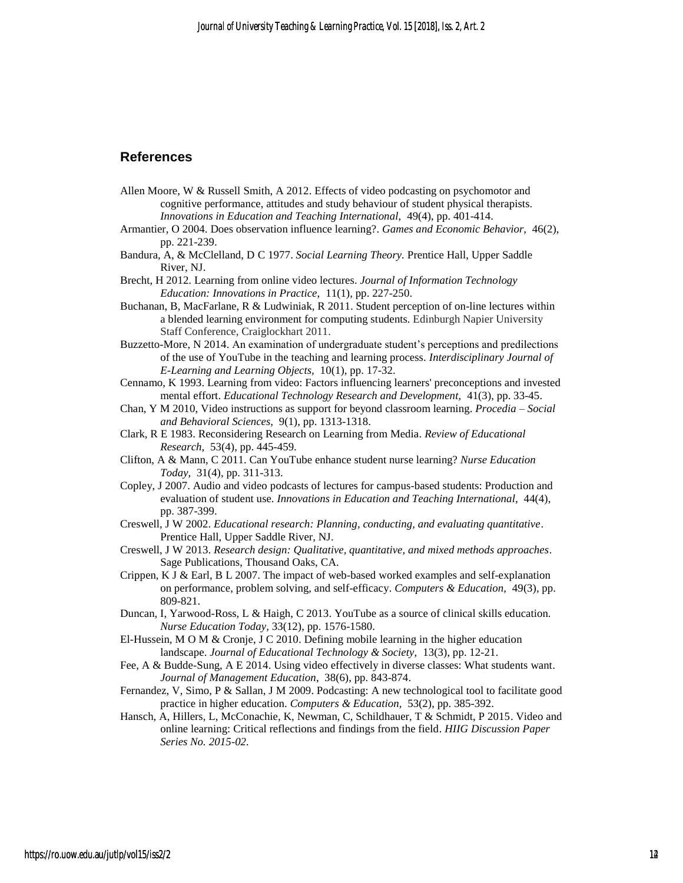## References

Allen Moore, W & Russell Smith, A 2012. Effects of video podcasting on psychomotor and cognitive performance, attitudes and study behaviour of student physical therapists. *Innovations in Education and Teaching International,* 49(4), pp. 401-414.

Armantier, O 2004. Does observation influence learning?. *Games and Economic Behavior,* 46(2), pp. 221-239.

Bandura, A, & McClelland, D C 1977. *Social Learning Theory.* Prentice Hall, Upper Saddle River, NJ.

Brecht, H 2012. Learning from online video lectures. *Journal of Information Technology Education: Innovations in Practice,* 11(1), pp. 227-250.

Buchanan, B, MacFarlane, R & Ludwiniak, R 2011. Student perception of on-line lectures within a blended learning environment for computing students. Edinburgh Napier University Staff Conference, Craiglockhart 2011.

Buzzetto-More, N 2014. An examination of undergraduate student's perceptions and predilections of the use of YouTube in the teaching and learning process. *Interdisciplinary Journal of E-Learning and Learning Objects,* 10(1), pp. 17-32.

Cennamo, K 1993. Learning from video: Factors influencing learners' preconceptions and invested mental effort. *Educational Technology Research and Development,* 41(3), pp. 33-45.

Chan, Y M 2010, Video instructions as support for beyond classroom learning. *Procedia – Social and Behavioral Sciences,* 9(1), pp. 1313-1318.

Clark, R E 1983. Reconsidering Research on Learning from Media. *Review of Educational Research,* 53(4), pp. 445-459.

Clifton, A & Mann, C 2011. Can YouTube enhance student nurse learning? *Nurse Education Today,* 31(4), pp. 311-313.

Copley, J 2007. Audio and video podcasts of lectures for campus-based students: Production and evaluation of student use. *Innovations in Education and Teaching International,* 44(4), pp. 387-399.

Creswell, J W 2002. *Educational research: Planning, conducting, and evaluating quantitative*. Prentice Hall, Upper Saddle River, NJ.

Creswell, J W 2013. *Research design: Qualitative, quantitative, and mixed methods approaches*. Sage Publications, Thousand Oaks, CA.

Crippen, K J & Earl, B L 2007. The impact of web-based worked examples and self-explanation on performance, problem solving, and self-efficacy. *Computers & Education,* 49(3), pp. 809-821.

Duncan, I, Yarwood-Ross, L & Haigh, C 2013. YouTube as a source of clinical skills education. *Nurse Education Today,* 33(12), pp. 1576-1580.

El-Hussein, M O M & Cronje, J C 2010. Defining mobile learning in the higher education landscape. *Journal of Educational Technology & Society,* 13(3), pp. 12-21.

Fee, A & Budde-Sung, A E 2014. Using video effectively in diverse classes: What students want. *Journal of Management Education*, 38(6), pp. 843-874.

Fernandez, V, Simo, P & Sallan, J M 2009. Podcasting: A new technological tool to facilitate good practice in higher education. *Computers & Education,* 53(2), pp. 385-392.

Hansch, A, Hillers, L, McConachie, K, Newman, C, Schildhauer, T & Schmidt, P 2015. Video and online learning: Critical reflections and findings from the field. *HIIG Discussion Paper Series No. 2015-02.*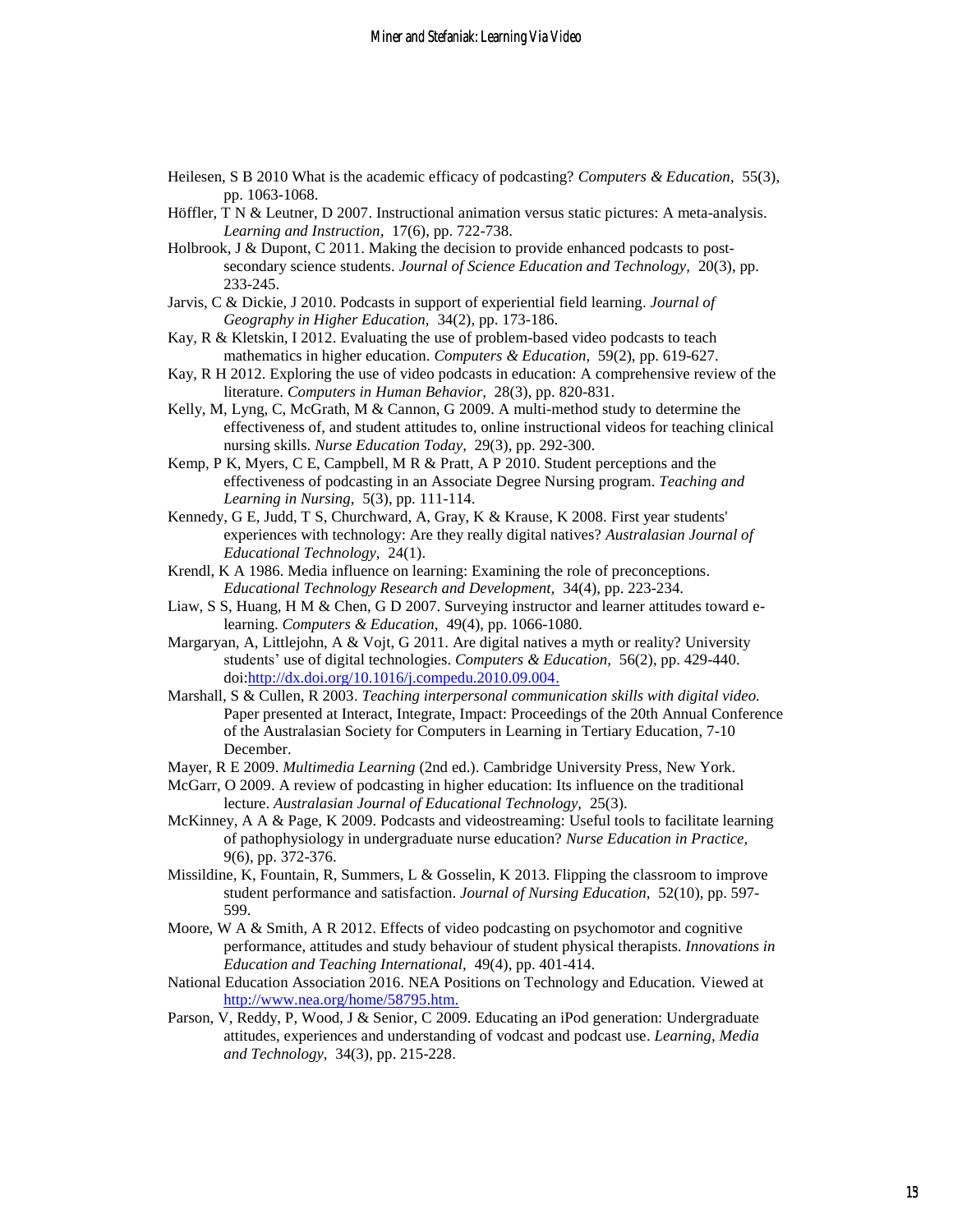Heilesen, S B 2010 What is the academic efficacy of podcasting? *Computers & Education,* 55(3), pp. 1063-1068.

Höffler, T N & Leutner, D 2007. Instructional animation versus static pictures: A meta-analysis. *Learning and Instruction,* 17(6), pp. 722-738.

Holbrook, J & Dupont, C 2011. Making the decision to provide enhanced podcasts to post-secondary science students. *Journal of Science Education and Technology,* 20(3), pp. 233-245.

Jarvis, C & Dickie, J 2010. Podcasts in support of experiential field learning. *Journal of Geography in Higher Education,* 34(2), pp. 173-186.

Kay, R & Kletskin, I 2012. Evaluating the use of problem-based video podcasts to teach mathematics in higher education. *Computers & Education,* 59(2), pp. 619-627.

Kay, R H 2012. Exploring the use of video podcasts in education: A comprehensive review of the literature. *Computers in Human Behavior,* 28(3), pp. 820-831.

Kelly, M, Lyng, C, McGrath, M & Cannon, G 2009. A multi-method study to determine the effectiveness of, and student attitudes to, online instructional videos for teaching clinical nursing skills. *Nurse Education Today,* 29(3), pp. 292-300.

Kemp, P K, Myers, C E, Campbell, M R & Pratt, A P 2010. Student perceptions and the effectiveness of podcasting in an Associate Degree Nursing program. *Teaching and Learning in Nursing,* 5(3), pp. 111-114.

Kennedy, G E, Judd, T S, Churchward, A, Gray, K & Krause, K 2008. First year students' experiences with technology: Are they really digital natives? *Australasian Journal of Educational Technology,* 24(1).

Krendl, K A 1986. Media influence on learning: Examining the role of preconceptions. *Educational Technology Research and Development,* 34(4), pp. 223-234.

Liaw, S S, Huang, H M & Chen, G D 2007. Surveying instructor and learner attitudes toward e-learning. *Computers & Education,* 49(4), pp. 1066-1080.

Margaryan, A, Littlejohn, A & Vojt, G 2011. Are digital natives a myth or reality? University students' use of digital technologies. *Computers & Education,* 56(2), pp. 429-440. doi:http://dx.doi.org/10.1016/j.compedu.2010.09.004.

Marshall, S & Cullen, R 2003. *Teaching interpersonal communication skills with digital video.* Paper presented at Interact, Integrate, Impact: Proceedings of the 20th Annual Conference of the Australasian Society for Computers in Learning in Tertiary Education, 7-10 December.

Mayer, R E 2009. *Multimedia Learning* (2nd ed.). Cambridge University Press, New York.

McGarr, O 2009. A review of podcasting in higher education: Its influence on the traditional lecture. *Australasian Journal of Educational Technology,* 25(3).

McKinney, A A & Page, K 2009. Podcasts and videostreaming: Useful tools to facilitate learning of pathophysiology in undergraduate nurse education? *Nurse Education in Practice,* 9(6), pp. 372-376.

Missildine, K, Fountain, R, Summers, L & Gosselin, K 2013. Flipping the classroom to improve student performance and satisfaction. *Journal of Nursing Education,* 52(10), pp. 597-599.

Moore, W A & Smith, A R 2012. Effects of video podcasting on psychomotor and cognitive performance, attitudes and study behaviour of student physical therapists. *Innovations in Education and Teaching International,* 49(4), pp. 401-414.

National Education Association 2016. NEA Positions on Technology and Education. Viewed at http://www.nea.org/home/58795.htm.

Parson, V, Reddy, P, Wood, J & Senior, C 2009. Educating an iPod generation: Undergraduate attitudes, experiences and understanding of vodcast and podcast use. *Learning, Media and Technology,* 34(3), pp. 215-228.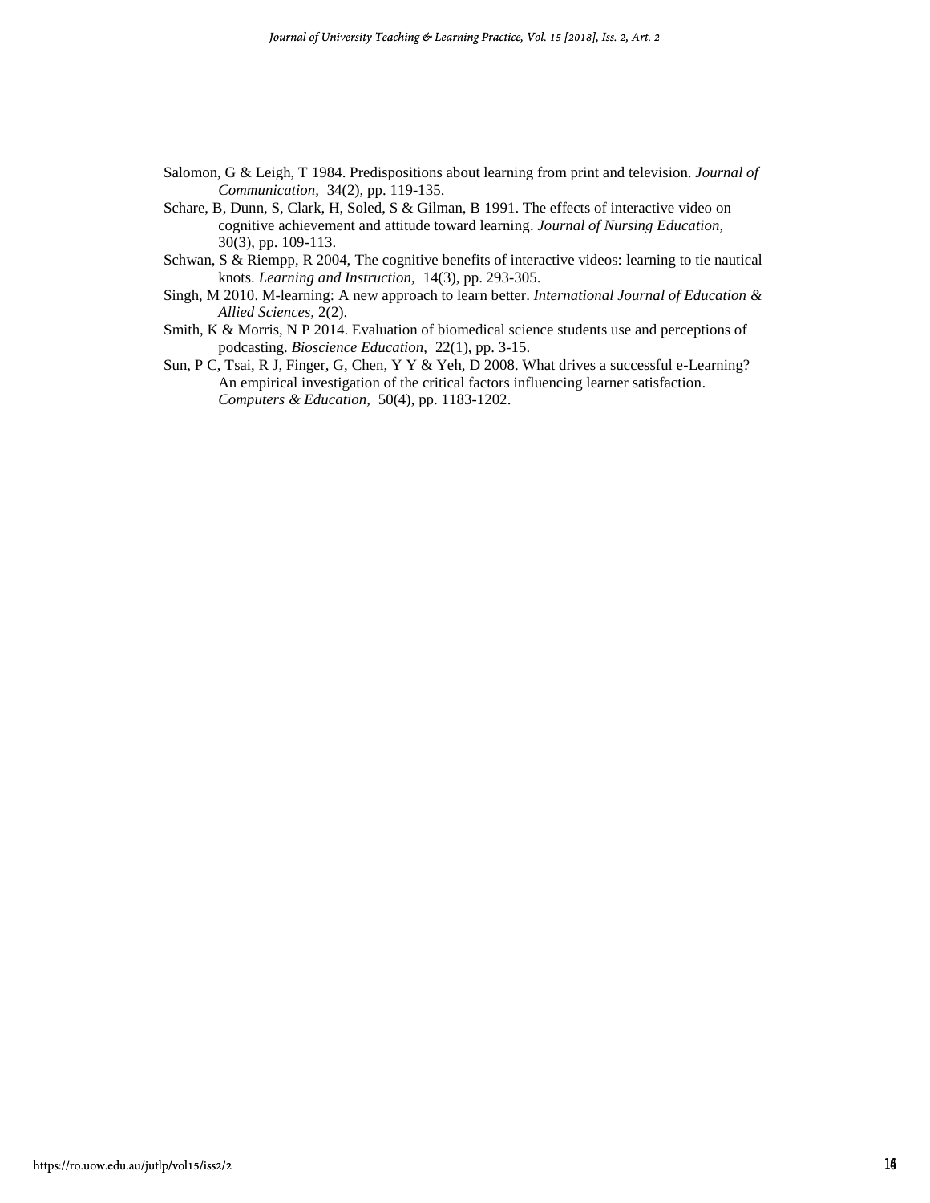Salomon, G & Leigh, T 1984. Predispositions about learning from print and television. *Journal of Communication*, 34(2), pp. 119-135.

Schare, B, Dunn, S, Clark, H, Soled, S & Gilman, B 1991. The effects of interactive video on cognitive achievement and attitude toward learning. *Journal of Nursing Education,* 30(3), pp. 109-113.

Schwan, S & Riempp, R 2004, The cognitive benefits of interactive videos: learning to tie nautical knots. *Learning and Instruction,* 14(3), pp. 293-305.

Singh, M 2010. M-learning: A new approach to learn better. *International Journal of Education & Allied Sciences,* 2(2).

Smith, K & Morris, N P 2014. Evaluation of biomedical science students use and perceptions of podcasting. *Bioscience Education,* 22(1), pp. 3-15.

Sun, P C, Tsai, R J, Finger, G, Chen, Y Y & Yeh, D 2008. What drives a successful e-Learning? An empirical investigation of the critical factors influencing learner satisfaction. *Computers & Education,* 50(4), pp. 1183-1202.